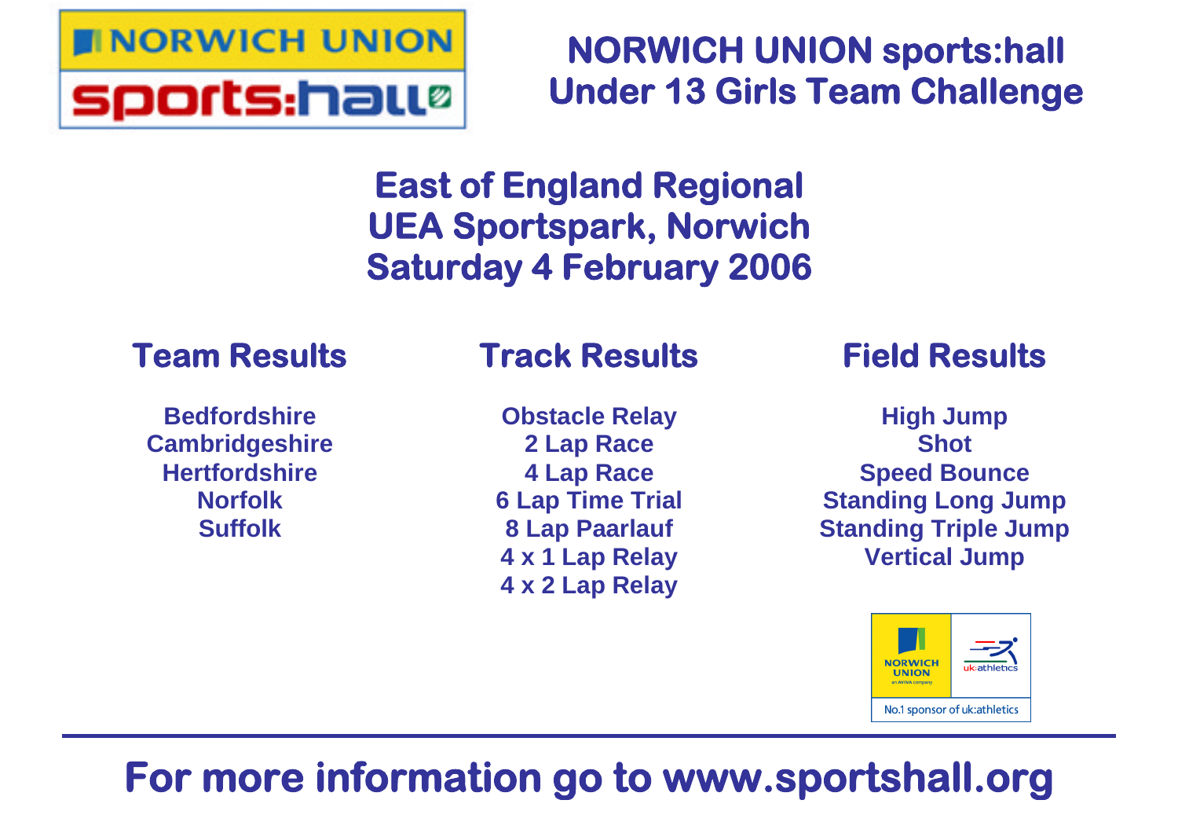# NORWICH UNION sports:hall
# Under 13 Girls Team Challenge

## East of England Regional
## UEA Sportspark, Norwich
## Saturday 4 February 2006

### Team Results

- Bedfordshire
- Cambridgeshire
- Hertfordshire
- Norfolk
- Suffolk

### Track Results

- Obstacle Relay
- 2 Lap Race
- 4 Lap Race
- 6 Lap Time Trial
- 8 Lap Paarlauf
- 4 x 1 Lap Relay
- 4 x 2 Lap Relay

### Field Results

- High Jump
- Shot
- Speed Bounce
- Standing Long Jump
- Standing Triple Jump
- Vertical Jump

NORWICH UNION an AVIVA company | uk:athletics

No.1 sponsor of uk:athletics

---

**For more information go to www.sportshall.org**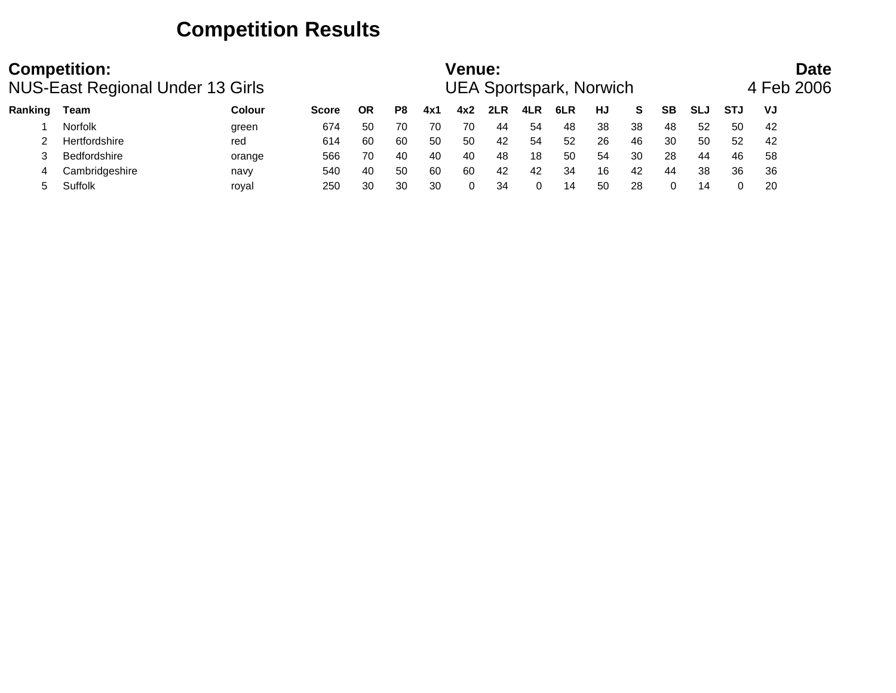# Competition Results

**Competition:** NUS-East Regional Under 13 Girls

**Venue:** UEA Sportspark, Norwich

**Date** 4 Feb 2006

| Ranking | Team | Colour | Score | OR | P8 | 4x1 | 4x2 | 2LR | 4LR | 6LR | HJ | S | SB | SLJ | STJ | VJ |
|---|---|---|---|---|---|---|---|---|---|---|---|---|---|---|---|---|
| 1 | Norfolk | green | 674 | 50 | 70 | 70 | 70 | 44 | 54 | 48 | 38 | 38 | 48 | 52 | 50 | 42 |
| 2 | Hertfordshire | red | 614 | 60 | 60 | 50 | 50 | 42 | 54 | 52 | 26 | 46 | 30 | 50 | 52 | 42 |
| 3 | Bedfordshire | orange | 566 | 70 | 40 | 40 | 40 | 48 | 18 | 50 | 54 | 30 | 28 | 44 | 46 | 58 |
| 4 | Cambridgeshire | navy | 540 | 40 | 50 | 60 | 60 | 42 | 42 | 34 | 16 | 42 | 44 | 38 | 36 | 36 |
| 5 | Suffolk | royal | 250 | 30 | 30 | 30 | 0 | 34 | 0 | 14 | 50 | 28 | 0 | 14 | 0 | 20 |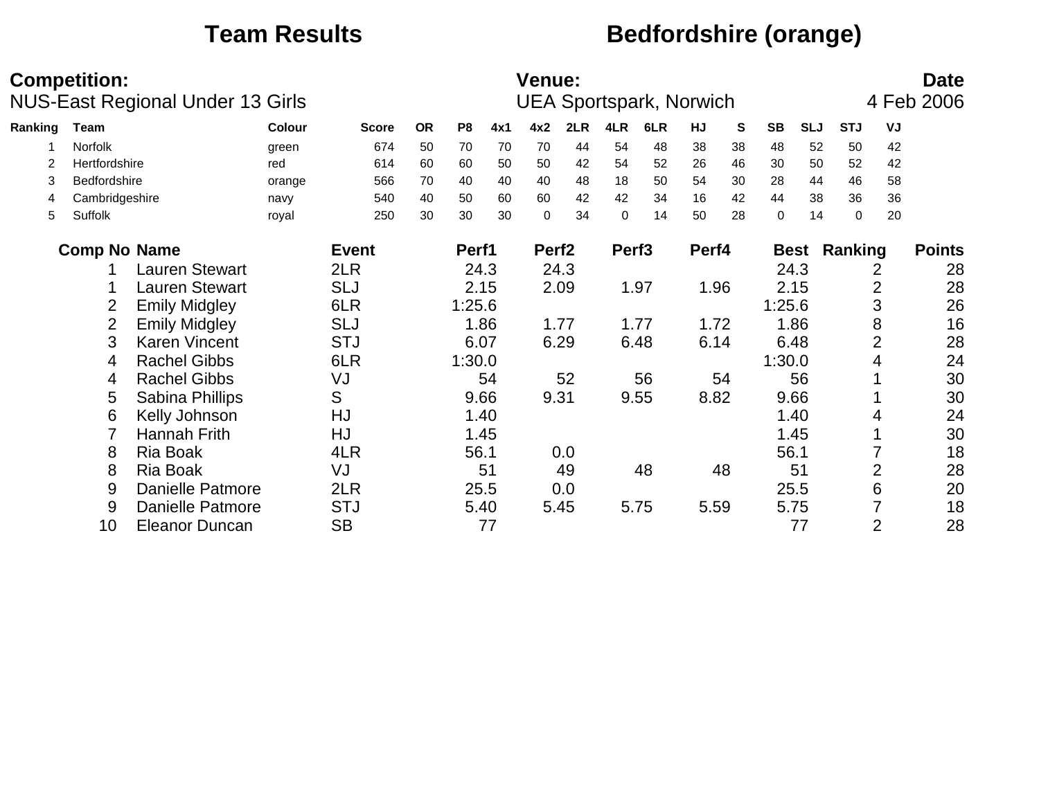# Team Results — Bedfordshire (orange)

**Competition:** NUS-East Regional Under 13 Girls

**Venue:** UEA Sportspark, Norwich

**Date:** 4 Feb 2006

| Ranking | Team | Colour | Score | OR | P8 | 4x1 | 4x2 | 2LR | 4LR | 6LR | HJ | S | SB | SLJ | STJ | VJ |
|---|---|---|---|---|---|---|---|---|---|---|---|---|---|---|---|---|
| 1 | Norfolk | green | 674 | 50 | 70 | 70 | 70 | 44 | 54 | 48 | 38 | 38 | 48 | 52 | 50 | 42 |
| 2 | Hertfordshire | red | 614 | 60 | 60 | 50 | 50 | 42 | 54 | 52 | 26 | 46 | 30 | 50 | 52 | 42 |
| 3 | Bedfordshire | orange | 566 | 70 | 40 | 40 | 40 | 48 | 18 | 50 | 54 | 30 | 28 | 44 | 46 | 58 |
| 4 | Cambridgeshire | navy | 540 | 40 | 50 | 60 | 60 | 42 | 42 | 34 | 16 | 42 | 44 | 38 | 36 | 36 |
| 5 | Suffolk | royal | 250 | 30 | 30 | 30 | 0 | 34 | 0 | 14 | 50 | 28 | 0 | 14 | 0 | 20 |

| Comp No | Name | Event | Perf1 | Perf2 | Perf3 | Perf4 | Best | Ranking | Points |
|---|---|---|---|---|---|---|---|---|---|
| 1 | Lauren Stewart | 2LR | 24.3 | 24.3 | | | 24.3 | 2 | 28 |
| 1 | Lauren Stewart | SLJ | 2.15 | 2.09 | 1.97 | 1.96 | 2.15 | 2 | 28 |
| 2 | Emily Midgley | 6LR | 1:25.6 | | | | 1:25.6 | 3 | 26 |
| 2 | Emily Midgley | SLJ | 1.86 | 1.77 | 1.77 | 1.72 | 1.86 | 8 | 16 |
| 3 | Karen Vincent | STJ | 6.07 | 6.29 | 6.48 | 6.14 | 6.48 | 2 | 28 |
| 4 | Rachel Gibbs | 6LR | 1:30.0 | | | | 1:30.0 | 4 | 24 |
| 4 | Rachel Gibbs | VJ | 54 | 52 | 56 | 54 | 56 | 1 | 30 |
| 5 | Sabina Phillips | S | 9.66 | 9.31 | 9.55 | 8.82 | 9.66 | 1 | 30 |
| 6 | Kelly Johnson | HJ | 1.40 | | | | 1.40 | 4 | 24 |
| 7 | Hannah Frith | HJ | 1.45 | | | | 1.45 | 1 | 30 |
| 8 | Ria Boak | 4LR | 56.1 | 0.0 | | | 56.1 | 7 | 18 |
| 8 | Ria Boak | VJ | 51 | 49 | 48 | 48 | 51 | 2 | 28 |
| 9 | Danielle Patmore | 2LR | 25.5 | 0.0 | | | 25.5 | 6 | 20 |
| 9 | Danielle Patmore | STJ | 5.40 | 5.45 | 5.75 | 5.59 | 5.75 | 7 | 18 |
| 10 | Eleanor Duncan | SB | 77 | | | | 77 | 2 | 28 |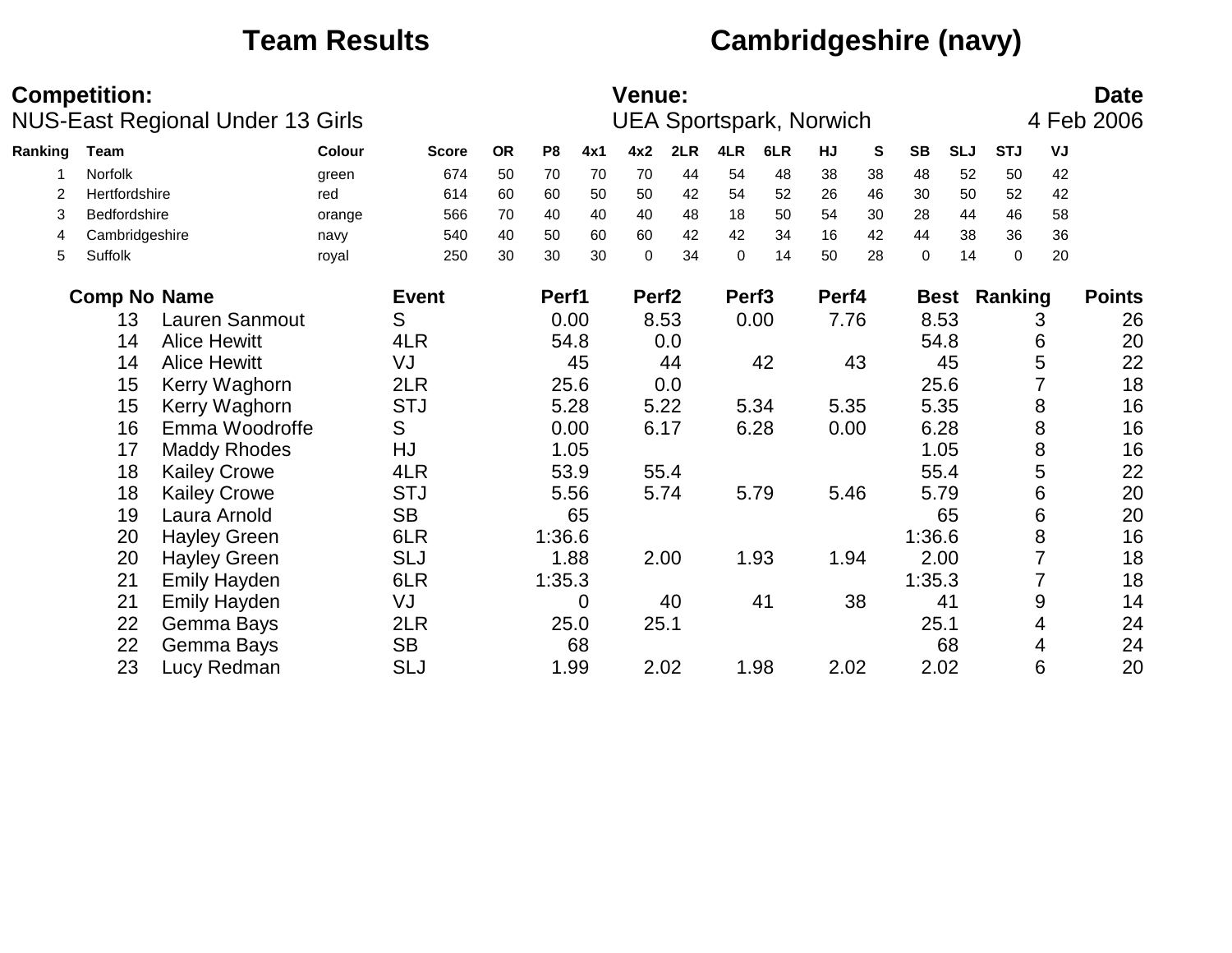# Team Results

## Cambridgeshire (navy)

**Competition:**
NUS-East Regional Under 13 Girls

**Venue:**
UEA Sportspark, Norwich

**Date**
4 Feb 2006

| Ranking | Team | Colour | Score | OR | P8 | 4x1 | 4x2 | 2LR | 4LR | 6LR | HJ | S | SB | SLJ | STJ | VJ |
|---|---|---|---|---|---|---|---|---|---|---|---|---|---|---|---|---|
| 1 | Norfolk | green | 674 | 50 | 70 | 70 | 70 | 44 | 54 | 48 | 38 | 38 | 48 | 52 | 50 | 42 |
| 2 | Hertfordshire | red | 614 | 60 | 60 | 50 | 50 | 42 | 54 | 52 | 26 | 46 | 30 | 50 | 52 | 42 |
| 3 | Bedfordshire | orange | 566 | 70 | 40 | 40 | 40 | 48 | 18 | 50 | 54 | 30 | 28 | 44 | 46 | 58 |
| 4 | Cambridgeshire | navy | 540 | 40 | 50 | 60 | 60 | 42 | 42 | 34 | 16 | 42 | 44 | 38 | 36 | 36 |
| 5 | Suffolk | royal | 250 | 30 | 30 | 30 | 0 | 34 | 0 | 14 | 50 | 28 | 0 | 14 | 0 | 20 |

| Comp No | Name | Event | Perf1 | Perf2 | Perf3 | Perf4 | Best | Ranking | Points |
|---|---|---|---|---|---|---|---|---|---|
| 13 | Lauren Sanmout | S | 0.00 | 8.53 | 0.00 | 7.76 | 8.53 | 3 | 26 |
| 14 | Alice Hewitt | 4LR | 54.8 | 0.0 | | | 54.8 | 6 | 20 |
| 14 | Alice Hewitt | VJ | 45 | 44 | 42 | 43 | 45 | 5 | 22 |
| 15 | Kerry Waghorn | 2LR | 25.6 | 0.0 | | | 25.6 | 7 | 18 |
| 15 | Kerry Waghorn | STJ | 5.28 | 5.22 | 5.34 | 5.35 | 5.35 | 8 | 16 |
| 16 | Emma Woodroffe | S | 0.00 | 6.17 | 6.28 | 0.00 | 6.28 | 8 | 16 |
| 17 | Maddy Rhodes | HJ | 1.05 | | | | 1.05 | 8 | 16 |
| 18 | Kailey Crowe | 4LR | 53.9 | 55.4 | | | 55.4 | 5 | 22 |
| 18 | Kailey Crowe | STJ | 5.56 | 5.74 | 5.79 | 5.46 | 5.79 | 6 | 20 |
| 19 | Laura Arnold | SB | 65 | | | | 65 | 6 | 20 |
| 20 | Hayley Green | 6LR | 1:36.6 | | | | 1:36.6 | 8 | 16 |
| 20 | Hayley Green | SLJ | 1.88 | 2.00 | 1.93 | 1.94 | 2.00 | 7 | 18 |
| 21 | Emily Hayden | 6LR | 1:35.3 | | | | 1:35.3 | 7 | 18 |
| 21 | Emily Hayden | VJ | 0 | 40 | 41 | 38 | 41 | 9 | 14 |
| 22 | Gemma Bays | 2LR | 25.0 | 25.1 | | | 25.1 | 4 | 24 |
| 22 | Gemma Bays | SB | 68 | | | | 68 | 4 | 24 |
| 23 | Lucy Redman | SLJ | 1.99 | 2.02 | 1.98 | 2.02 | 2.02 | 6 | 20 |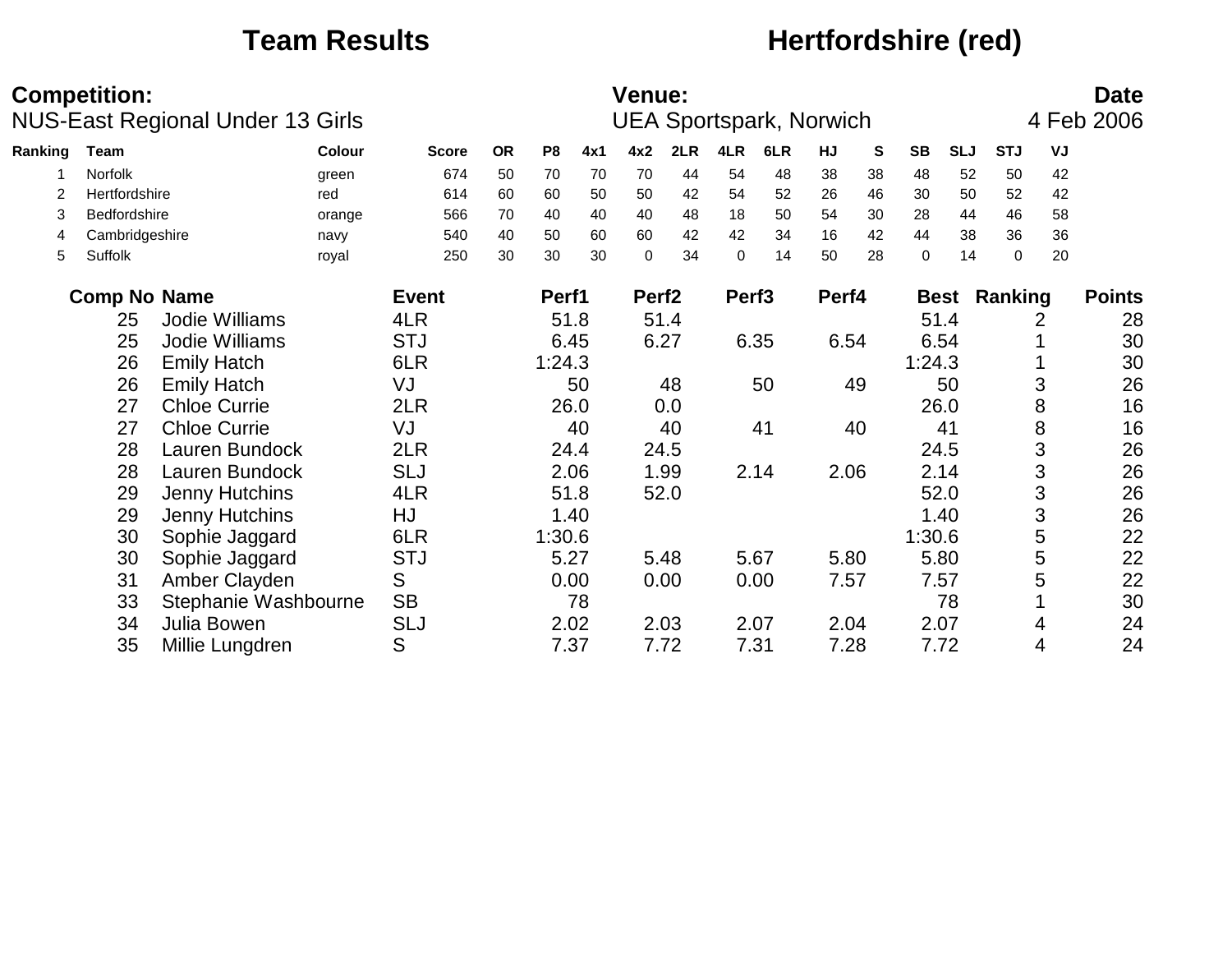# Team Results

## Hertfordshire (red)

**Competition:**
NUS-East Regional Under 13 Girls

**Venue:**
UEA Sportspark, Norwich

**Date**
4 Feb 2006

| Ranking | Team | Colour | Score | OR | P8 | 4x1 | 4x2 | 2LR | 4LR | 6LR | HJ | S | SB | SLJ | STJ | VJ |
|---|---|---|---|---|---|---|---|---|---|---|---|---|---|---|---|---|
| 1 | Norfolk | green | 674 | 50 | 70 | 70 | 70 | 44 | 54 | 48 | 38 | 38 | 48 | 52 | 50 | 42 |
| 2 | Hertfordshire | red | 614 | 60 | 60 | 50 | 50 | 42 | 54 | 52 | 26 | 46 | 30 | 50 | 52 | 42 |
| 3 | Bedfordshire | orange | 566 | 70 | 40 | 40 | 40 | 48 | 18 | 50 | 54 | 30 | 28 | 44 | 46 | 58 |
| 4 | Cambridgeshire | navy | 540 | 40 | 50 | 60 | 60 | 42 | 42 | 34 | 16 | 42 | 44 | 38 | 36 | 36 |
| 5 | Suffolk | royal | 250 | 30 | 30 | 30 | 0 | 34 | 0 | 14 | 50 | 28 | 0 | 14 | 0 | 20 |

| Comp No | Name | Event | Perf1 | Perf2 | Perf3 | Perf4 | Best | Ranking | Points |
|---|---|---|---|---|---|---|---|---|---|
| 25 | Jodie Williams | 4LR | 51.8 | 51.4 | | | 51.4 | 2 | 28 |
| 25 | Jodie Williams | STJ | 6.45 | 6.27 | 6.35 | 6.54 | 6.54 | 1 | 30 |
| 26 | Emily Hatch | 6LR | 1:24.3 | | | | 1:24.3 | 1 | 30 |
| 26 | Emily Hatch | VJ | 50 | 48 | 50 | 49 | 50 | 3 | 26 |
| 27 | Chloe Currie | 2LR | 26.0 | 0.0 | | | 26.0 | 8 | 16 |
| 27 | Chloe Currie | VJ | 40 | 40 | 41 | 40 | 41 | 8 | 16 |
| 28 | Lauren Bundock | 2LR | 24.4 | 24.5 | | | 24.5 | 3 | 26 |
| 28 | Lauren Bundock | SLJ | 2.06 | 1.99 | 2.14 | 2.06 | 2.14 | 3 | 26 |
| 29 | Jenny Hutchins | 4LR | 51.8 | 52.0 | | | 52.0 | 3 | 26 |
| 29 | Jenny Hutchins | HJ | 1.40 | | | | 1.40 | 3 | 26 |
| 30 | Sophie Jaggard | 6LR | 1:30.6 | | | | 1:30.6 | 5 | 22 |
| 30 | Sophie Jaggard | STJ | 5.27 | 5.48 | 5.67 | 5.80 | 5.80 | 5 | 22 |
| 31 | Amber Clayden | S | 0.00 | 0.00 | 0.00 | 7.57 | 7.57 | 5 | 22 |
| 33 | Stephanie Washbourne | SB | 78 | | | | 78 | 1 | 30 |
| 34 | Julia Bowen | SLJ | 2.02 | 2.03 | 2.07 | 2.04 | 2.07 | 4 | 24 |
| 35 | Millie Lungdren | S | 7.37 | 7.72 | 7.31 | 7.28 | 7.72 | 4 | 24 |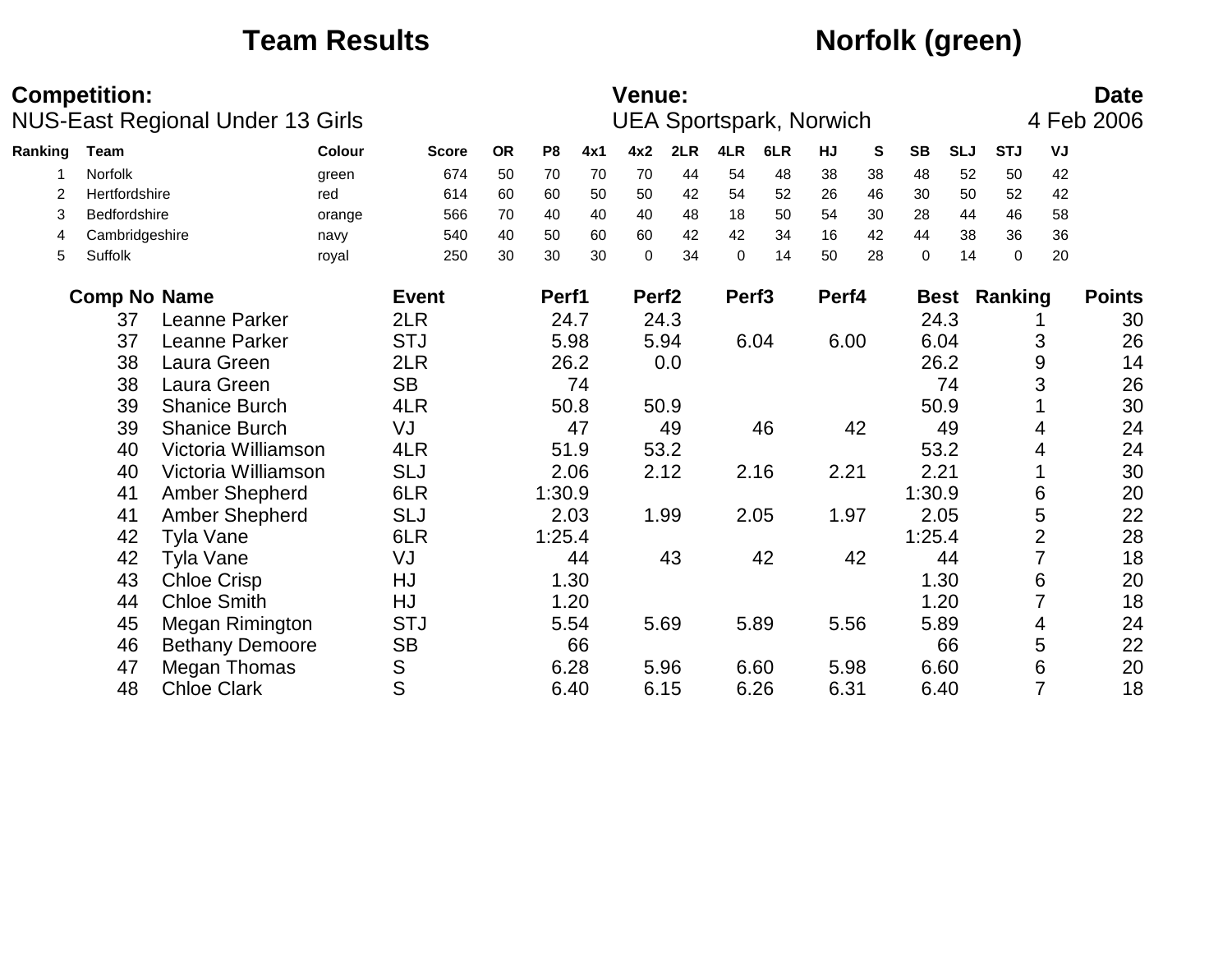# Team Results — Norfolk (green)

**Competition:** NUS-East Regional Under 13 Girls

**Venue:** UEA Sportspark, Norwich

**Date:** 4 Feb 2006

| Ranking | Team | Colour | Score | OR | P8 | 4x1 | 4x2 | 2LR | 4LR | 6LR | HJ | S | SB | SLJ | STJ | VJ |
|---|---|---|---|---|---|---|---|---|---|---|---|---|---|---|---|---|
| 1 | Norfolk | green | 674 | 50 | 70 | 70 | 70 | 44 | 54 | 48 | 38 | 38 | 48 | 52 | 50 | 42 |
| 2 | Hertfordshire | red | 614 | 60 | 60 | 50 | 50 | 42 | 54 | 52 | 26 | 46 | 30 | 50 | 52 | 42 |
| 3 | Bedfordshire | orange | 566 | 70 | 40 | 40 | 40 | 48 | 18 | 50 | 54 | 30 | 28 | 44 | 46 | 58 |
| 4 | Cambridgeshire | navy | 540 | 40 | 50 | 60 | 60 | 42 | 42 | 34 | 16 | 42 | 44 | 38 | 36 | 36 |
| 5 | Suffolk | royal | 250 | 30 | 30 | 30 | 0 | 34 | 0 | 14 | 50 | 28 | 0 | 14 | 0 | 20 |

| Comp No | Name | Event | Perf1 | Perf2 | Perf3 | Perf4 | Best | Ranking | Points |
|---|---|---|---|---|---|---|---|---|---|
| 37 | Leanne Parker | 2LR | 24.7 | 24.3 | | | 24.3 | 1 | 30 |
| 37 | Leanne Parker | STJ | 5.98 | 5.94 | 6.04 | 6.00 | 6.04 | 3 | 26 |
| 38 | Laura Green | 2LR | 26.2 | 0.0 | | | 26.2 | 9 | 14 |
| 38 | Laura Green | SB | 74 | | | | 74 | 3 | 26 |
| 39 | Shanice Burch | 4LR | 50.8 | 50.9 | | | 50.9 | 1 | 30 |
| 39 | Shanice Burch | VJ | 47 | 49 | 46 | 42 | 49 | 4 | 24 |
| 40 | Victoria Williamson | 4LR | 51.9 | 53.2 | | | 53.2 | 4 | 24 |
| 40 | Victoria Williamson | SLJ | 2.06 | 2.12 | 2.16 | 2.21 | 2.21 | 1 | 30 |
| 41 | Amber Shepherd | 6LR | 1:30.9 | | | | 1:30.9 | 6 | 20 |
| 41 | Amber Shepherd | SLJ | 2.03 | 1.99 | 2.05 | 1.97 | 2.05 | 5 | 22 |
| 42 | Tyla Vane | 6LR | 1:25.4 | | | | 1:25.4 | 2 | 28 |
| 42 | Tyla Vane | VJ | 44 | 43 | 42 | 42 | 44 | 7 | 18 |
| 43 | Chloe Crisp | HJ | 1.30 | | | | 1.30 | 6 | 20 |
| 44 | Chloe Smith | HJ | 1.20 | | | | 1.20 | 7 | 18 |
| 45 | Megan Rimington | STJ | 5.54 | 5.69 | 5.89 | 5.56 | 5.89 | 4 | 24 |
| 46 | Bethany Demoore | SB | 66 | | | | 66 | 5 | 22 |
| 47 | Megan Thomas | S | 6.28 | 5.96 | 6.60 | 5.98 | 6.60 | 6 | 20 |
| 48 | Chloe Clark | S | 6.40 | 6.15 | 6.26 | 6.31 | 6.40 | 7 | 18 |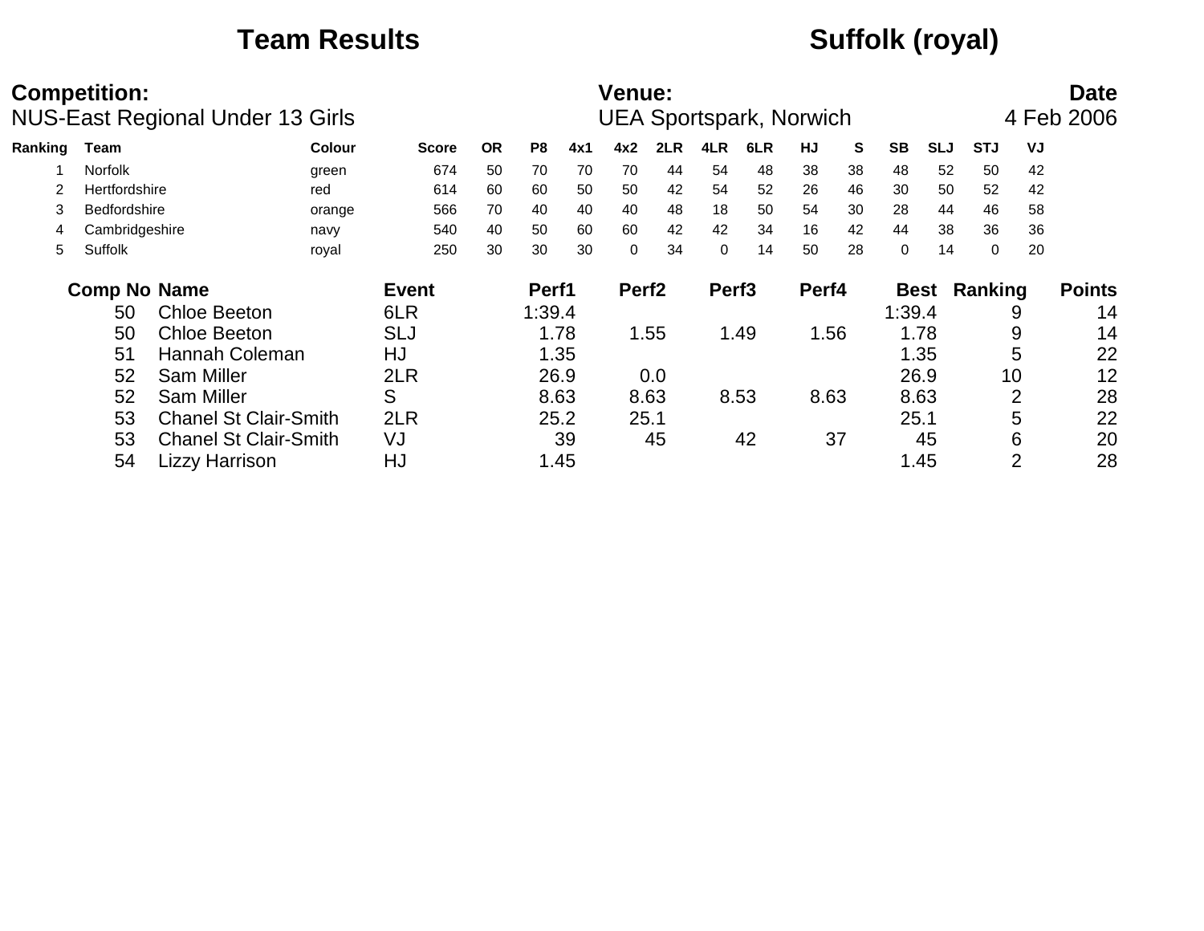# Team Results — Suffolk (royal)

**Competition:** NUS-East Regional Under 13 Girls

**Venue:** UEA Sportspark, Norwich

**Date:** 4 Feb 2006

| Ranking | Team | Colour | Score | OR | P8 | 4x1 | 4x2 | 2LR | 4LR | 6LR | HJ | S | SB | SLJ | STJ | VJ |
|---|---|---|---|---|---|---|---|---|---|---|---|---|---|---|---|---|
| 1 | Norfolk | green | 674 | 50 | 70 | 70 | 70 | 44 | 54 | 48 | 38 | 38 | 48 | 52 | 50 | 42 |
| 2 | Hertfordshire | red | 614 | 60 | 60 | 50 | 50 | 42 | 54 | 52 | 26 | 46 | 30 | 50 | 52 | 42 |
| 3 | Bedfordshire | orange | 566 | 70 | 40 | 40 | 40 | 48 | 18 | 50 | 54 | 30 | 28 | 44 | 46 | 58 |
| 4 | Cambridgeshire | navy | 540 | 40 | 50 | 60 | 60 | 42 | 42 | 34 | 16 | 42 | 44 | 38 | 36 | 36 |
| 5 | Suffolk | royal | 250 | 30 | 30 | 30 | 0 | 34 | 0 | 14 | 50 | 28 | 0 | 14 | 0 | 20 |

| Comp No | Name | Event | Perf1 | Perf2 | Perf3 | Perf4 | Best | Ranking | Points |
|---|---|---|---|---|---|---|---|---|---|
| 50 | Chloe Beeton | 6LR | 1:39.4 | | | | 1:39.4 | 9 | 14 |
| 50 | Chloe Beeton | SLJ | 1.78 | 1.55 | 1.49 | 1.56 | 1.78 | 9 | 14 |
| 51 | Hannah Coleman | HJ | 1.35 | | | | 1.35 | 5 | 22 |
| 52 | Sam Miller | 2LR | 26.9 | 0.0 | | | 26.9 | 10 | 12 |
| 52 | Sam Miller | S | 8.63 | 8.63 | 8.53 | 8.63 | 8.63 | 2 | 28 |
| 53 | Chanel St Clair-Smith | 2LR | 25.2 | 25.1 | | | 25.1 | 5 | 22 |
| 53 | Chanel St Clair-Smith | VJ | 39 | 45 | 42 | 37 | 45 | 6 | 20 |
| 54 | Lizzy Harrison | HJ | 1.45 | | | | 1.45 | 2 | 28 |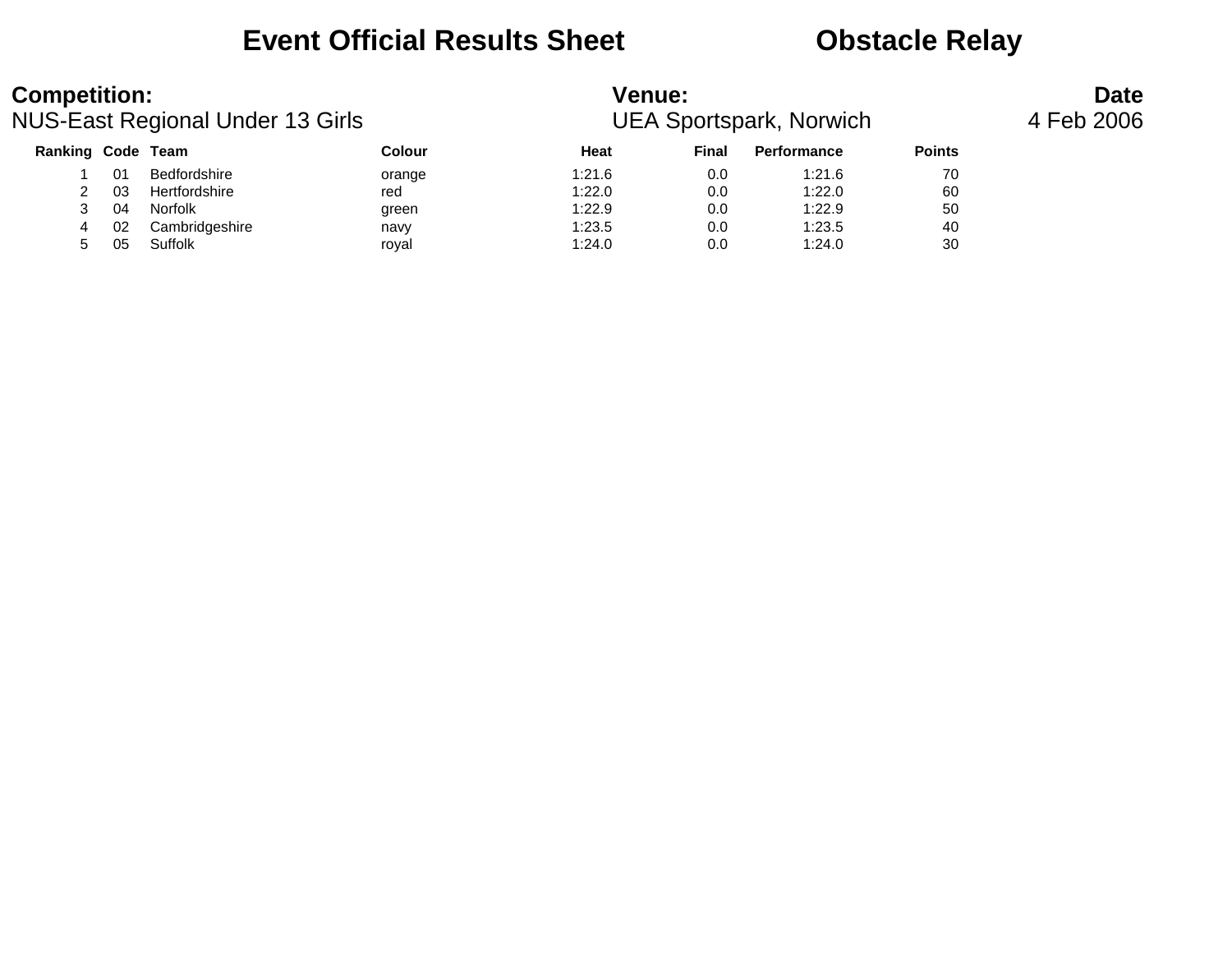# Event Official Results Sheet　　　Obstacle Relay

**Competition:**
NUS-East Regional Under 13 Girls

**Venue:**
UEA Sportspark, Norwich

**Date**
4 Feb 2006

| Ranking | Code | Team | Colour | Heat | Final | Performance | Points |
|---|---|---|---|---|---|---|---|
| 1 | 01 | Bedfordshire | orange | 1:21.6 | 0.0 | 1:21.6 | 70 |
| 2 | 03 | Hertfordshire | red | 1:22.0 | 0.0 | 1:22.0 | 60 |
| 3 | 04 | Norfolk | green | 1:22.9 | 0.0 | 1:22.9 | 50 |
| 4 | 02 | Cambridgeshire | navy | 1:23.5 | 0.0 | 1:23.5 | 40 |
| 5 | 05 | Suffolk | royal | 1:24.0 | 0.0 | 1:24.0 | 30 |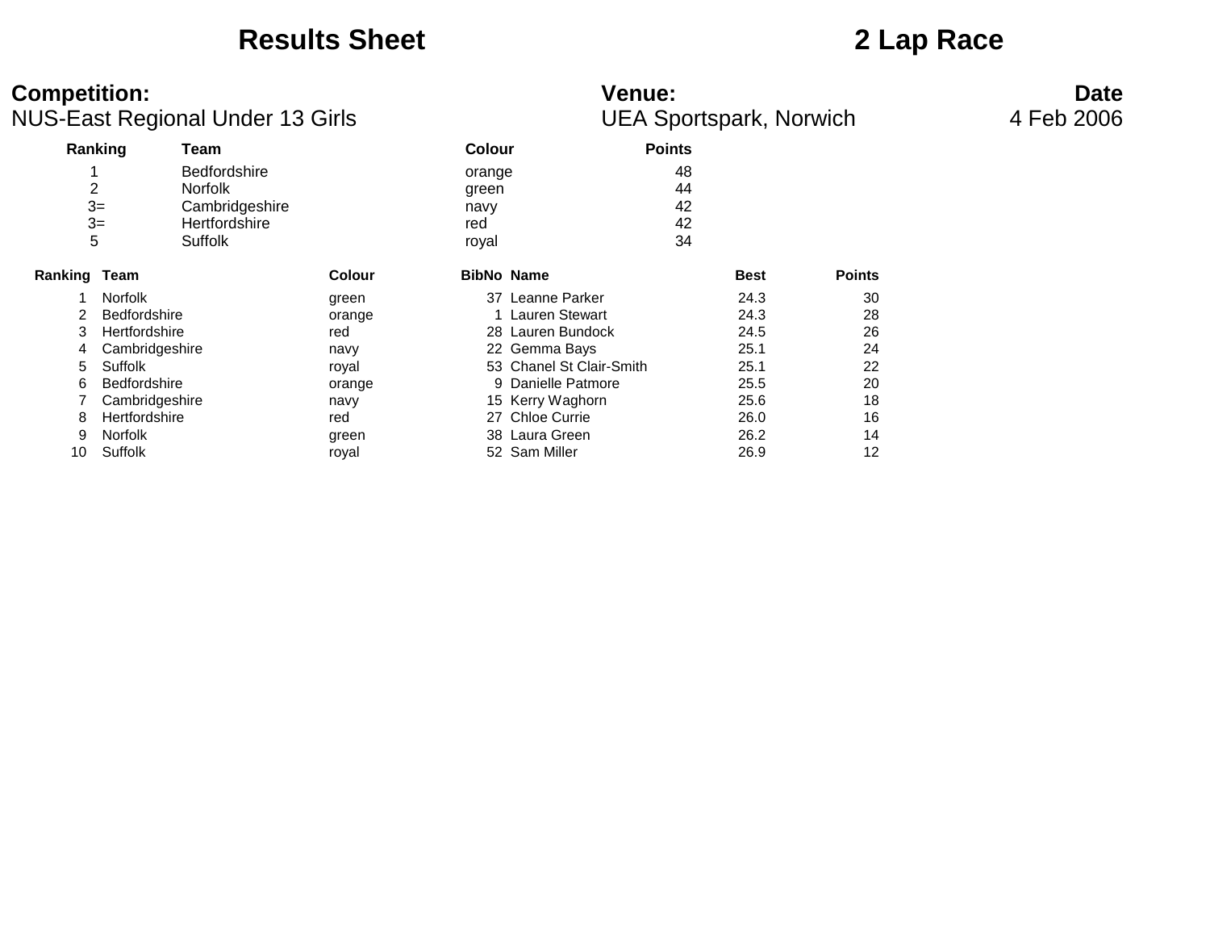# Results Sheet

# 2 Lap Race

**Competition:**
NUS-East Regional Under 13 Girls

**Venue:**
UEA Sportspark, Norwich

**Date**
4 Feb 2006

| Ranking | Team | Colour | Points |
|---|---|---|---|
| 1 | Bedfordshire | orange | 48 |
| 2 | Norfolk | green | 44 |
| 3= | Cambridgeshire | navy | 42 |
| 3= | Hertfordshire | red | 42 |
| 5 | Suffolk | royal | 34 |

| Ranking | Team | Colour | BibNo | Name | Best | Points |
|---|---|---|---|---|---|---|
| 1 | Norfolk | green | 37 | Leanne Parker | 24.3 | 30 |
| 2 | Bedfordshire | orange | 1 | Lauren Stewart | 24.3 | 28 |
| 3 | Hertfordshire | red | 28 | Lauren Bundock | 24.5 | 26 |
| 4 | Cambridgeshire | navy | 22 | Gemma Bays | 25.1 | 24 |
| 5 | Suffolk | royal | 53 | Chanel St Clair-Smith | 25.1 | 22 |
| 6 | Bedfordshire | orange | 9 | Danielle Patmore | 25.5 | 20 |
| 7 | Cambridgeshire | navy | 15 | Kerry Waghorn | 25.6 | 18 |
| 8 | Hertfordshire | red | 27 | Chloe Currie | 26.0 | 16 |
| 9 | Norfolk | green | 38 | Laura Green | 26.2 | 14 |
| 10 | Suffolk | royal | 52 | Sam Miller | 26.9 | 12 |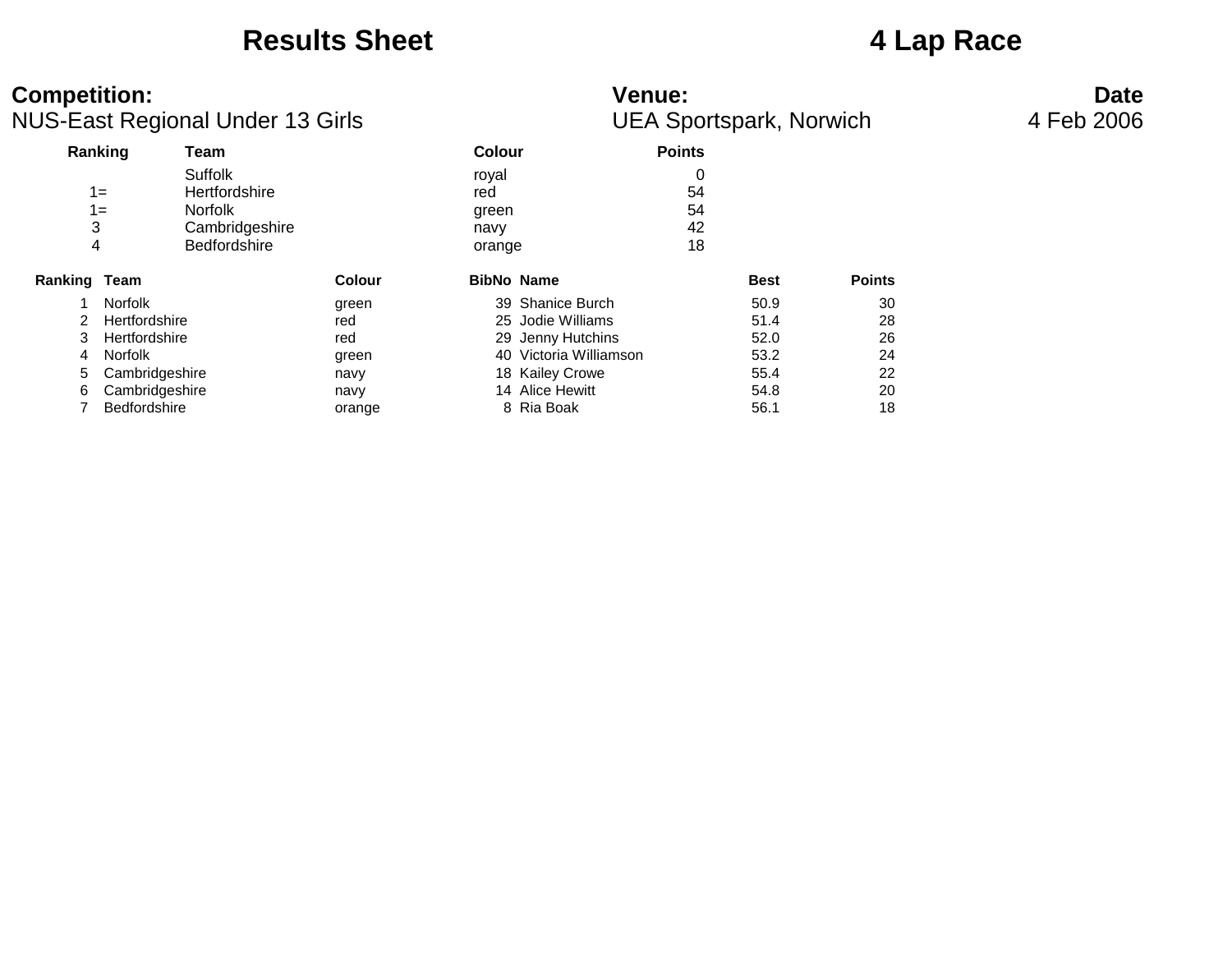# Results Sheet

# 4 Lap Race

**Competition:**
NUS-East Regional Under 13 Girls

**Venue:**
UEA Sportspark, Norwich

**Date**
4 Feb 2006

| Ranking | Team | Colour | Points |
|---|---|---|---|
| | Suffolk | royal | 0 |
| 1= | Hertfordshire | red | 54 |
| 1= | Norfolk | green | 54 |
| 3 | Cambridgeshire | navy | 42 |
| 4 | Bedfordshire | orange | 18 |

| Ranking | Team | Colour | BibNo | Name | Best | Points |
|---|---|---|---|---|---|---|
| 1 | Norfolk | green | 39 | Shanice Burch | 50.9 | 30 |
| 2 | Hertfordshire | red | 25 | Jodie Williams | 51.4 | 28 |
| 3 | Hertfordshire | red | 29 | Jenny Hutchins | 52.0 | 26 |
| 4 | Norfolk | green | 40 | Victoria Williamson | 53.2 | 24 |
| 5 | Cambridgeshire | navy | 18 | Kailey Crowe | 55.4 | 22 |
| 6 | Cambridgeshire | navy | 14 | Alice Hewitt | 54.8 | 20 |
| 7 | Bedfordshire | orange | 8 | Ria Boak | 56.1 | 18 |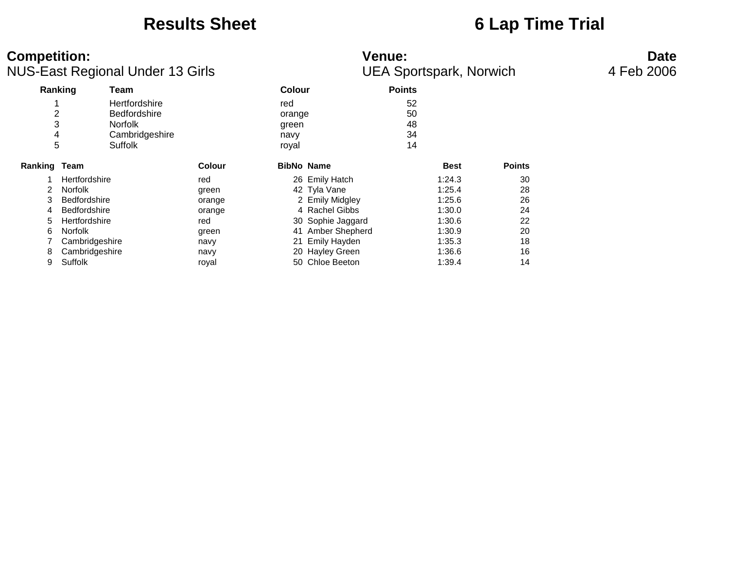# Results Sheet

# 6 Lap Time Trial

**Competition:**
NUS-East Regional Under 13 Girls

**Venue:**
UEA Sportspark, Norwich

**Date**
4 Feb 2006

| Ranking | Team | Colour | Points |
|---|---|---|---|
| 1 | Hertfordshire | red | 52 |
| 2 | Bedfordshire | orange | 50 |
| 3 | Norfolk | green | 48 |
| 4 | Cambridgeshire | navy | 34 |
| 5 | Suffolk | royal | 14 |

| Ranking | Team | Colour | BibNo | Name | Best | Points |
|---|---|---|---|---|---|---|
| 1 | Hertfordshire | red | 26 | Emily Hatch | 1:24.3 | 30 |
| 2 | Norfolk | green | 42 | Tyla Vane | 1:25.4 | 28 |
| 3 | Bedfordshire | orange | 2 | Emily Midgley | 1:25.6 | 26 |
| 4 | Bedfordshire | orange | 4 | Rachel Gibbs | 1:30.0 | 24 |
| 5 | Hertfordshire | red | 30 | Sophie Jaggard | 1:30.6 | 22 |
| 6 | Norfolk | green | 41 | Amber Shepherd | 1:30.9 | 20 |
| 7 | Cambridgeshire | navy | 21 | Emily Hayden | 1:35.3 | 18 |
| 8 | Cambridgeshire | navy | 20 | Hayley Green | 1:36.6 | 16 |
| 9 | Suffolk | royal | 50 | Chloe Beeton | 1:39.4 | 14 |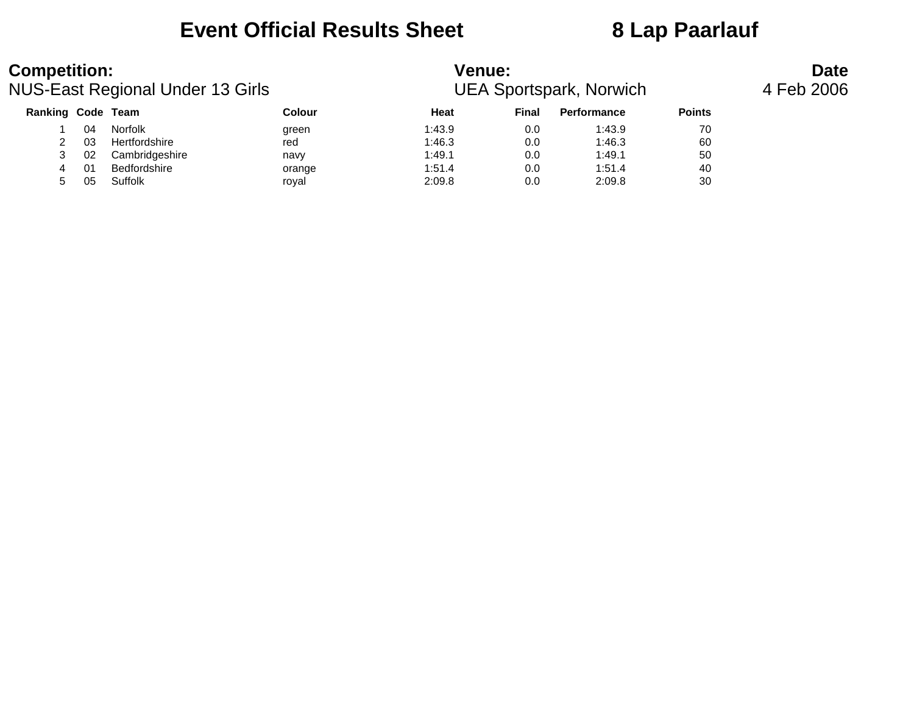# Event Official Results Sheet 8 Lap Paarlauf

**Competition:** NUS-East Regional Under 13 Girls

**Venue:** UEA Sportspark, Norwich

**Date** 4 Feb 2006

| Ranking | Code | Team | Colour | Heat | Final | Performance | Points |
|---|---|---|---|---|---|---|---|
| 1 | 04 | Norfolk | green | 1:43.9 | 0.0 | 1:43.9 | 70 |
| 2 | 03 | Hertfordshire | red | 1:46.3 | 0.0 | 1:46.3 | 60 |
| 3 | 02 | Cambridgeshire | navy | 1:49.1 | 0.0 | 1:49.1 | 50 |
| 4 | 01 | Bedfordshire | orange | 1:51.4 | 0.0 | 1:51.4 | 40 |
| 5 | 05 | Suffolk | royal | 2:09.8 | 0.0 | 2:09.8 | 30 |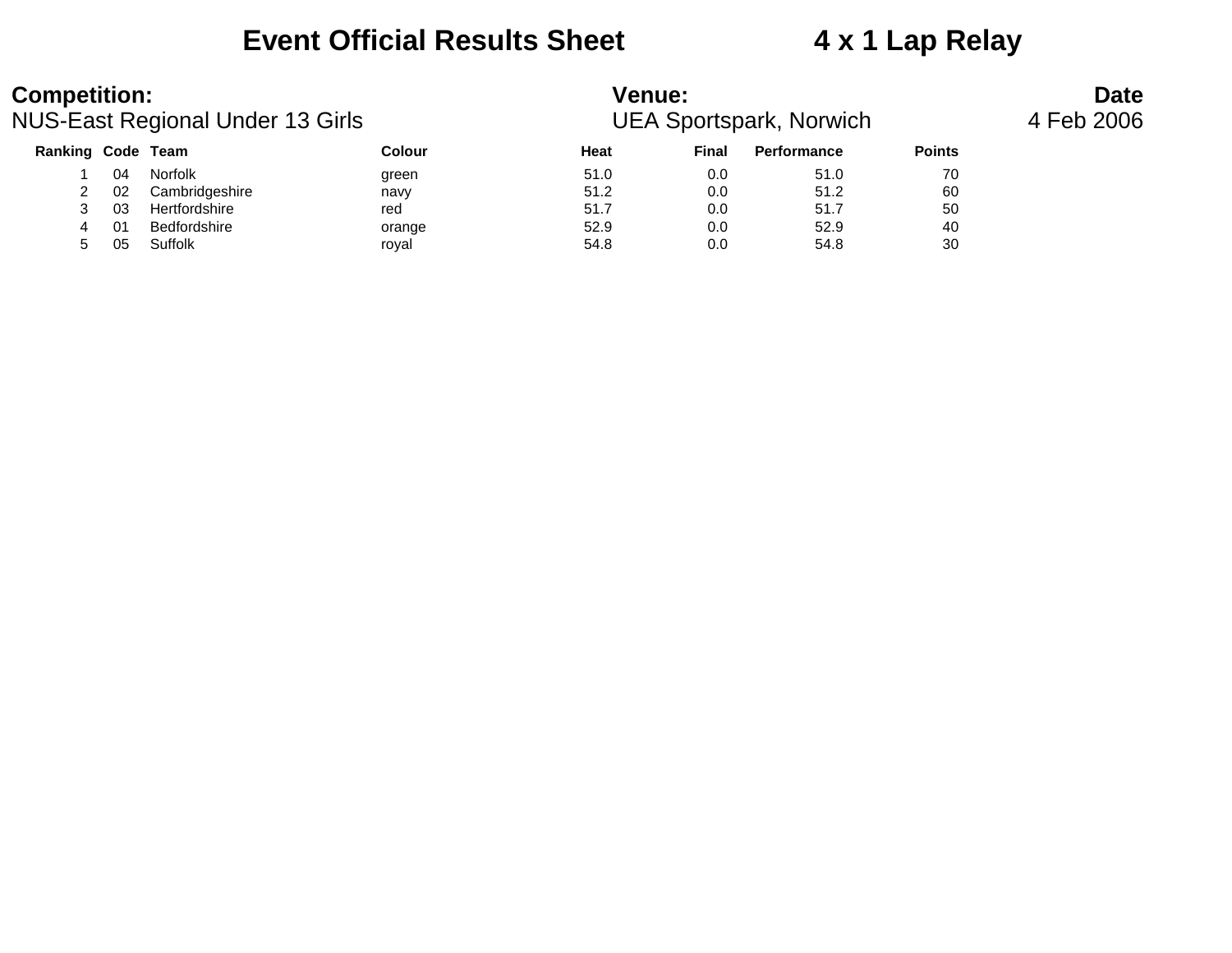# Event Official Results Sheet 4 x 1 Lap Relay

**Competition:**
NUS-East Regional Under 13 Girls

**Venue:**
UEA Sportspark, Norwich

**Date**
4 Feb 2006

| Ranking | Code | Team | Colour | Heat | Final | Performance | Points |
|---|---|---|---|---|---|---|---|
| 1 | 04 | Norfolk | green | 51.0 | 0.0 | 51.0 | 70 |
| 2 | 02 | Cambridgeshire | navy | 51.2 | 0.0 | 51.2 | 60 |
| 3 | 03 | Hertfordshire | red | 51.7 | 0.0 | 51.7 | 50 |
| 4 | 01 | Bedfordshire | orange | 52.9 | 0.0 | 52.9 | 40 |
| 5 | 05 | Suffolk | royal | 54.8 | 0.0 | 54.8 | 30 |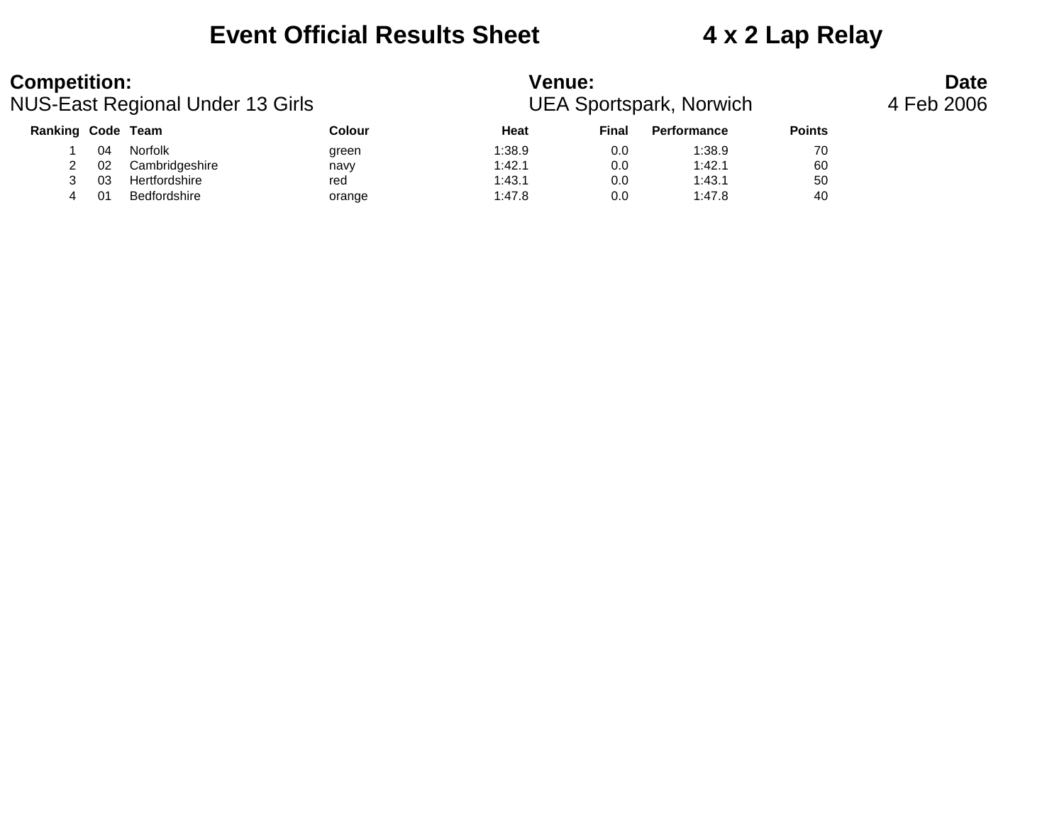# Event Official Results Sheet 4 x 2 Lap Relay

**Competition:** NUS-East Regional Under 13 Girls

**Venue:** UEA Sportspark, Norwich

**Date** 4 Feb 2006

| Ranking | Code | Team | Colour | Heat | Final | Performance | Points |
|---|---|---|---|---|---|---|---|
| 1 | 04 | Norfolk | green | 1:38.9 | 0.0 | 1:38.9 | 70 |
| 2 | 02 | Cambridgeshire | navy | 1:42.1 | 0.0 | 1:42.1 | 60 |
| 3 | 03 | Hertfordshire | red | 1:43.1 | 0.0 | 1:43.1 | 50 |
| 4 | 01 | Bedfordshire | orange | 1:47.8 | 0.0 | 1:47.8 | 40 |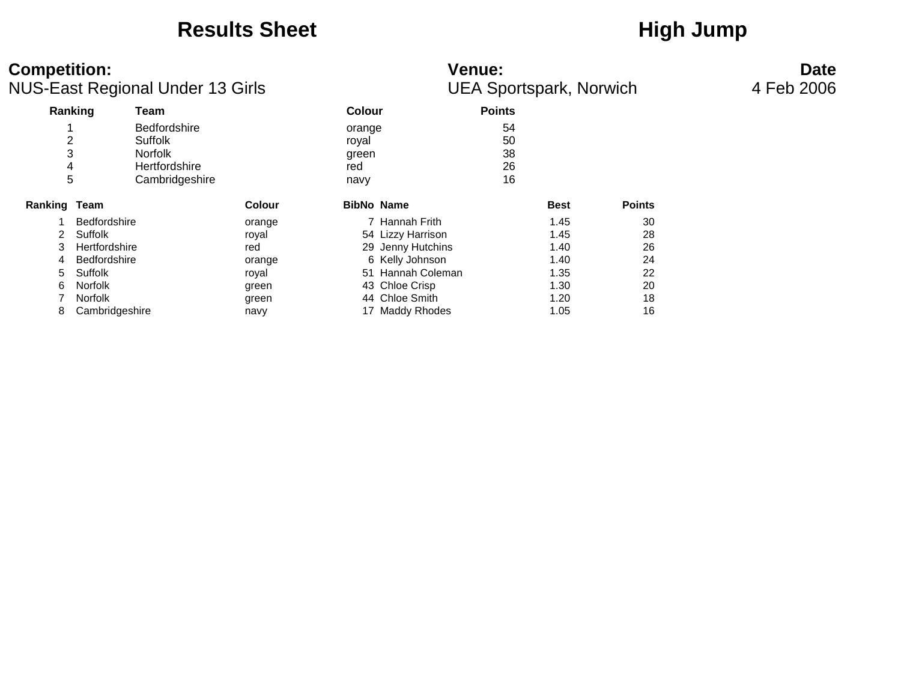# Results Sheet High Jump

**Competition:**
NUS-East Regional Under 13 Girls

**Venue:**
UEA Sportspark, Norwich

**Date**
4 Feb 2006

| Ranking | Team | Colour | Points |
|---|---|---|---|
| 1 | Bedfordshire | orange | 54 |
| 2 | Suffolk | royal | 50 |
| 3 | Norfolk | green | 38 |
| 4 | Hertfordshire | red | 26 |
| 5 | Cambridgeshire | navy | 16 |

| Ranking | Team | Colour | BibNo | Name | Best | Points |
|---|---|---|---|---|---|---|
| 1 | Bedfordshire | orange | 7 | Hannah Frith | 1.45 | 30 |
| 2 | Suffolk | royal | 54 | Lizzy Harrison | 1.45 | 28 |
| 3 | Hertfordshire | red | 29 | Jenny Hutchins | 1.40 | 26 |
| 4 | Bedfordshire | orange | 6 | Kelly Johnson | 1.40 | 24 |
| 5 | Suffolk | royal | 51 | Hannah Coleman | 1.35 | 22 |
| 6 | Norfolk | green | 43 | Chloe Crisp | 1.30 | 20 |
| 7 | Norfolk | green | 44 | Chloe Smith | 1.20 | 18 |
| 8 | Cambridgeshire | navy | 17 | Maddy Rhodes | 1.05 | 16 |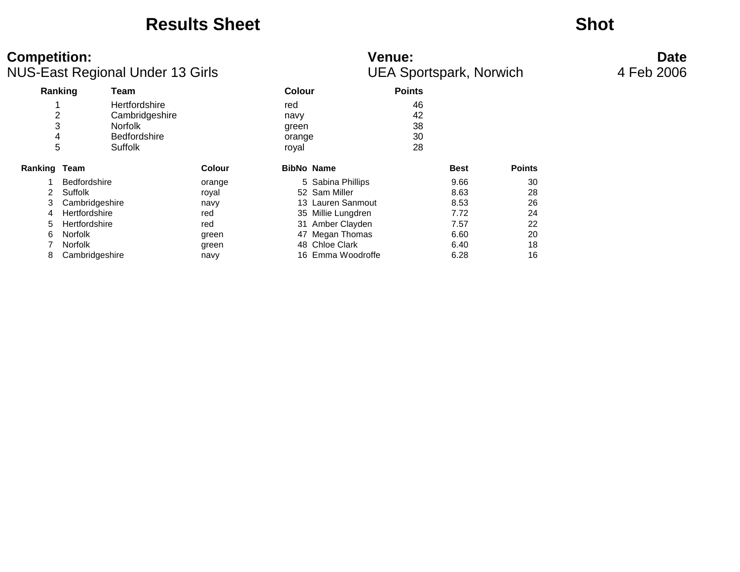# Results Sheet

## Shot

**Competition:** NUS-East Regional Under 13 Girls

**Venue:** UEA Sportspark, Norwich

**Date** 4 Feb 2006

| Ranking | Team | Colour | Points |
|---|---|---|---|
| 1 | Hertfordshire | red | 46 |
| 2 | Cambridgeshire | navy | 42 |
| 3 | Norfolk | green | 38 |
| 4 | Bedfordshire | orange | 30 |
| 5 | Suffolk | royal | 28 |

| Ranking | Team | Colour | BibNo | Name | Best | Points |
|---|---|---|---|---|---|---|
| 1 | Bedfordshire | orange | 5 | Sabina Phillips | 9.66 | 30 |
| 2 | Suffolk | royal | 52 | Sam Miller | 8.63 | 28 |
| 3 | Cambridgeshire | navy | 13 | Lauren Sanmout | 8.53 | 26 |
| 4 | Hertfordshire | red | 35 | Millie Lungdren | 7.72 | 24 |
| 5 | Hertfordshire | red | 31 | Amber Clayden | 7.57 | 22 |
| 6 | Norfolk | green | 47 | Megan Thomas | 6.60 | 20 |
| 7 | Norfolk | green | 48 | Chloe Clark | 6.40 | 18 |
| 8 | Cambridgeshire | navy | 16 | Emma Woodroffe | 6.28 | 16 |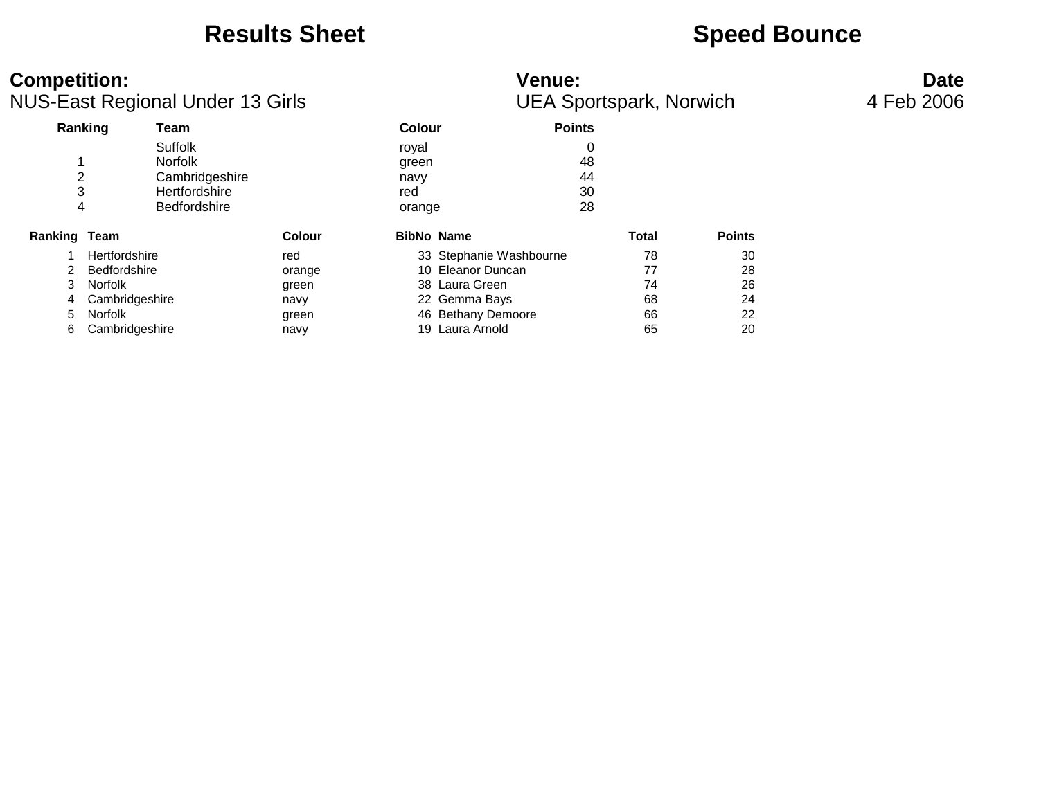# Results Sheet

# Speed Bounce

**Competition:**
NUS-East Regional Under 13 Girls

**Venue:**
UEA Sportspark, Norwich

**Date**
4 Feb 2006

| Ranking | Team | Colour | Points |
|---|---|---|---|
| | Suffolk | royal | 0 |
| 1 | Norfolk | green | 48 |
| 2 | Cambridgeshire | navy | 44 |
| 3 | Hertfordshire | red | 30 |
| 4 | Bedfordshire | orange | 28 |

| Ranking | Team | Colour | BibNo | Name | Total | Points |
|---|---|---|---|---|---|---|
| 1 | Hertfordshire | red | 33 | Stephanie Washbourne | 78 | 30 |
| 2 | Bedfordshire | orange | 10 | Eleanor Duncan | 77 | 28 |
| 3 | Norfolk | green | 38 | Laura Green | 74 | 26 |
| 4 | Cambridgeshire | navy | 22 | Gemma Bays | 68 | 24 |
| 5 | Norfolk | green | 46 | Bethany Demoore | 66 | 22 |
| 6 | Cambridgeshire | navy | 19 | Laura Arnold | 65 | 20 |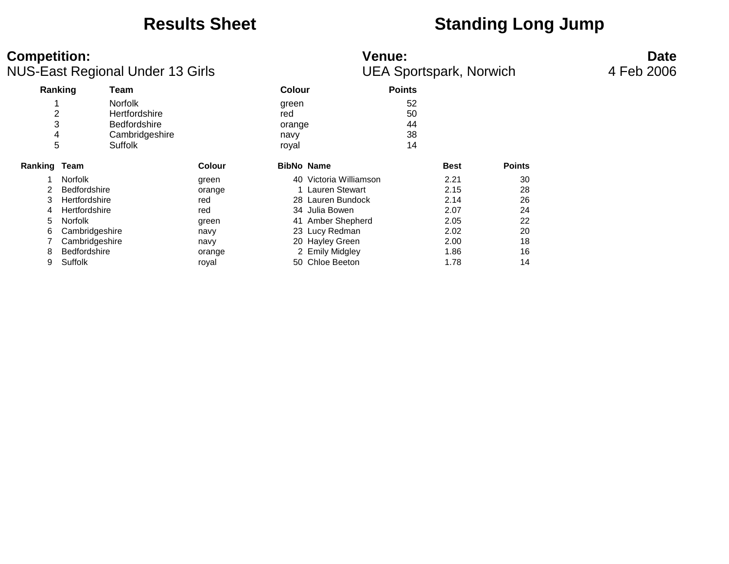# Results Sheet — Standing Long Jump

**Competition:**
NUS-East Regional Under 13 Girls

**Venue:**
UEA Sportspark, Norwich

**Date**
4 Feb 2006

| Ranking | Team | Colour | Points |
|---|---|---|---|
| 1 | Norfolk | green | 52 |
| 2 | Hertfordshire | red | 50 |
| 3 | Bedfordshire | orange | 44 |
| 4 | Cambridgeshire | navy | 38 |
| 5 | Suffolk | royal | 14 |

| Ranking | Team | Colour | BibNo | Name | Best | Points |
|---|---|---|---|---|---|---|
| 1 | Norfolk | green | 40 | Victoria Williamson | 2.21 | 30 |
| 2 | Bedfordshire | orange | 1 | Lauren Stewart | 2.15 | 28 |
| 3 | Hertfordshire | red | 28 | Lauren Bundock | 2.14 | 26 |
| 4 | Hertfordshire | red | 34 | Julia Bowen | 2.07 | 24 |
| 5 | Norfolk | green | 41 | Amber Shepherd | 2.05 | 22 |
| 6 | Cambridgeshire | navy | 23 | Lucy Redman | 2.02 | 20 |
| 7 | Cambridgeshire | navy | 20 | Hayley Green | 2.00 | 18 |
| 8 | Bedfordshire | orange | 2 | Emily Midgley | 1.86 | 16 |
| 9 | Suffolk | royal | 50 | Chloe Beeton | 1.78 | 14 |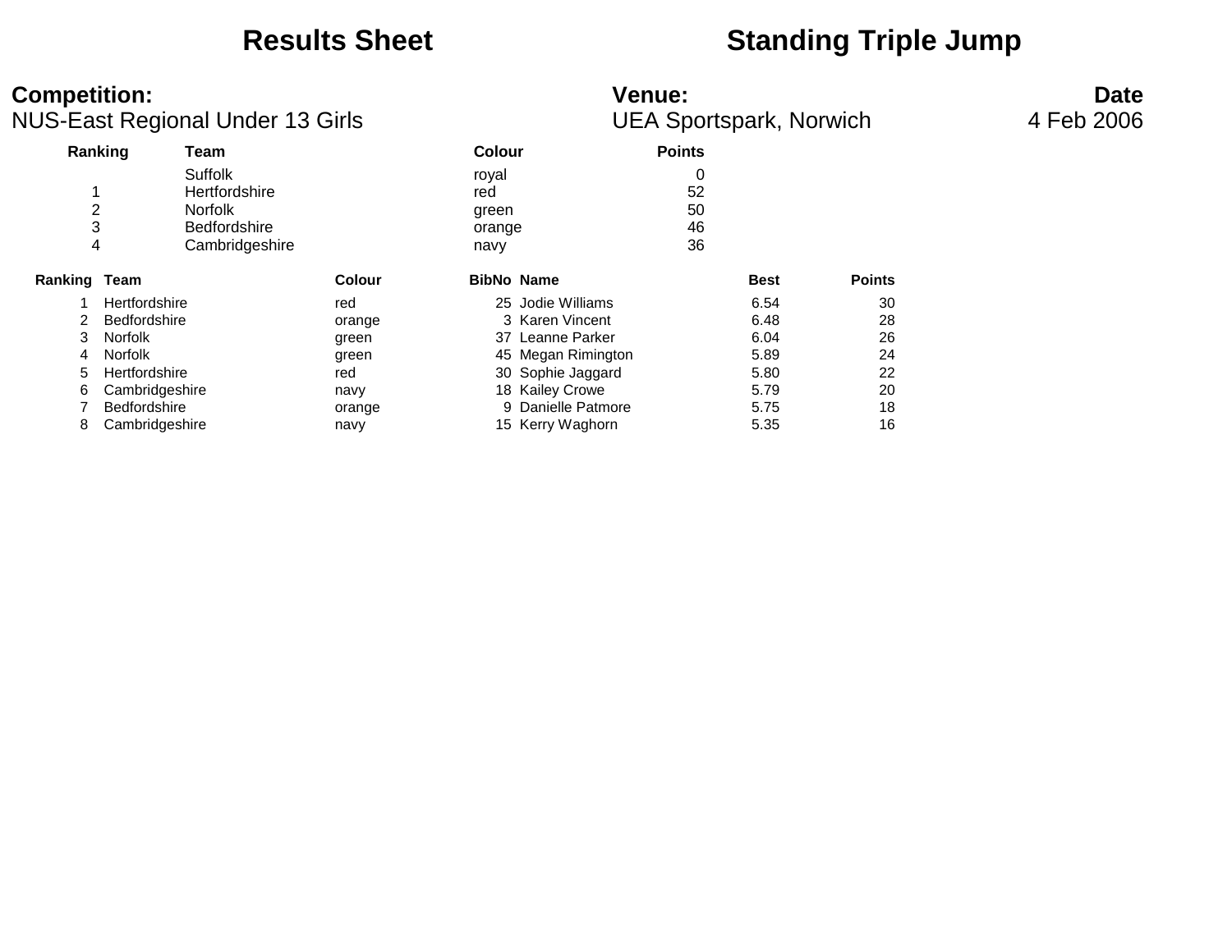# Results Sheet

# Standing Triple Jump

**Competition:**
NUS-East Regional Under 13 Girls

**Venue:**
UEA Sportspark, Norwich

**Date**
4 Feb 2006

| Ranking | Team | Colour | Points |
|---|---|---|---|
| | Suffolk | royal | 0 |
| 1 | Hertfordshire | red | 52 |
| 2 | Norfolk | green | 50 |
| 3 | Bedfordshire | orange | 46 |
| 4 | Cambridgeshire | navy | 36 |

| Ranking | Team | Colour | BibNo | Name | Best | Points |
|---|---|---|---|---|---|---|
| 1 | Hertfordshire | red | 25 | Jodie Williams | 6.54 | 30 |
| 2 | Bedfordshire | orange | 3 | Karen Vincent | 6.48 | 28 |
| 3 | Norfolk | green | 37 | Leanne Parker | 6.04 | 26 |
| 4 | Norfolk | green | 45 | Megan Rimington | 5.89 | 24 |
| 5 | Hertfordshire | red | 30 | Sophie Jaggard | 5.80 | 22 |
| 6 | Cambridgeshire | navy | 18 | Kailey Crowe | 5.79 | 20 |
| 7 | Bedfordshire | orange | 9 | Danielle Patmore | 5.75 | 18 |
| 8 | Cambridgeshire | navy | 15 | Kerry Waghorn | 5.35 | 16 |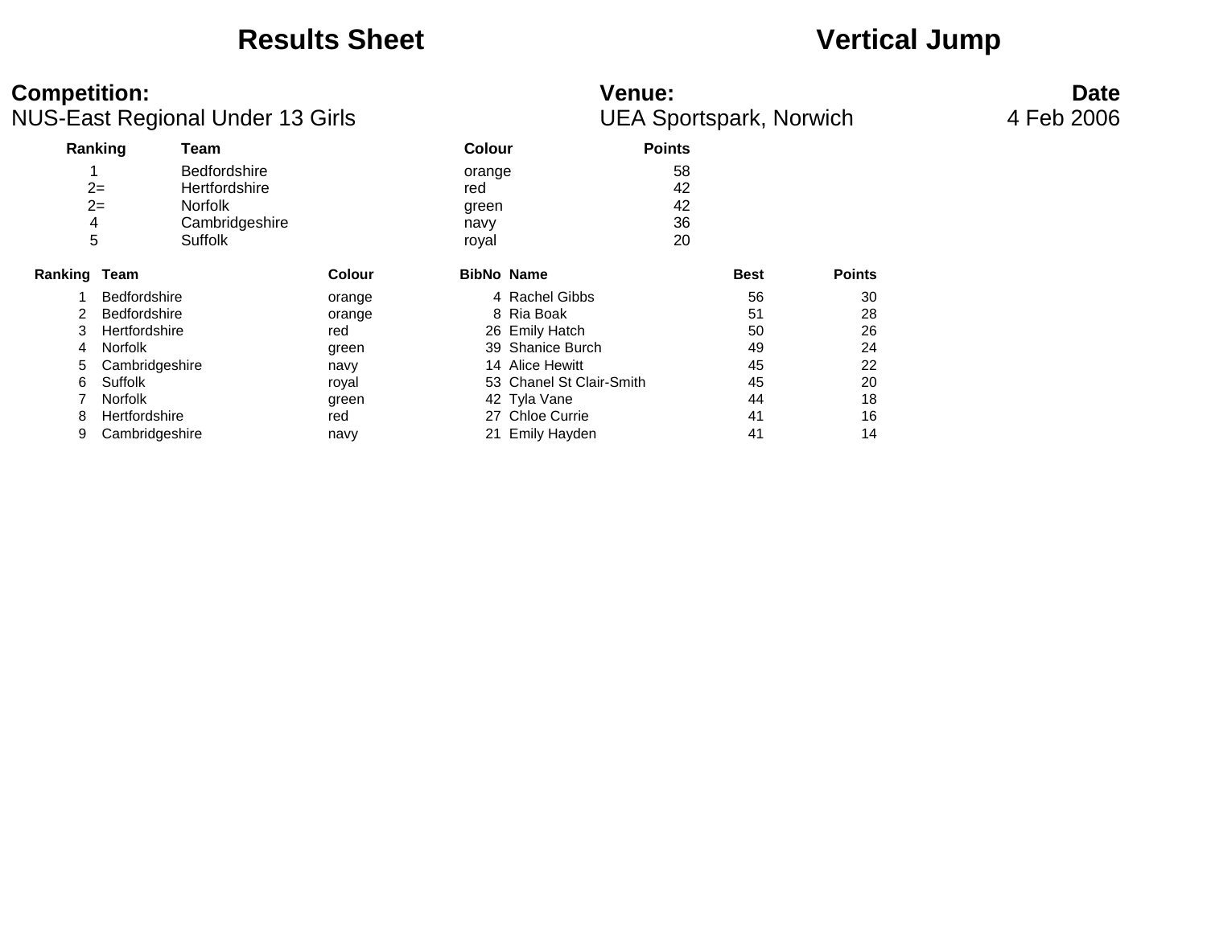# Results Sheet    Vertical Jump

**Competition:**
NUS-East Regional Under 13 Girls

**Venue:**
UEA Sportspark, Norwich

**Date**
4 Feb 2006

| Ranking | Team | Colour | Points |
|---|---|---|---|
| 1 | Bedfordshire | orange | 58 |
| 2= | Hertfordshire | red | 42 |
| 2= | Norfolk | green | 42 |
| 4 | Cambridgeshire | navy | 36 |
| 5 | Suffolk | royal | 20 |

| Ranking | Team | Colour | BibNo | Name | Best | Points |
|---|---|---|---|---|---|---|
| 1 | Bedfordshire | orange | 4 | Rachel Gibbs | 56 | 30 |
| 2 | Bedfordshire | orange | 8 | Ria Boak | 51 | 28 |
| 3 | Hertfordshire | red | 26 | Emily Hatch | 50 | 26 |
| 4 | Norfolk | green | 39 | Shanice Burch | 49 | 24 |
| 5 | Cambridgeshire | navy | 14 | Alice Hewitt | 45 | 22 |
| 6 | Suffolk | royal | 53 | Chanel St Clair-Smith | 45 | 20 |
| 7 | Norfolk | green | 42 | Tyla Vane | 44 | 18 |
| 8 | Hertfordshire | red | 27 | Chloe Currie | 41 | 16 |
| 9 | Cambridgeshire | navy | 21 | Emily Hayden | 41 | 14 |